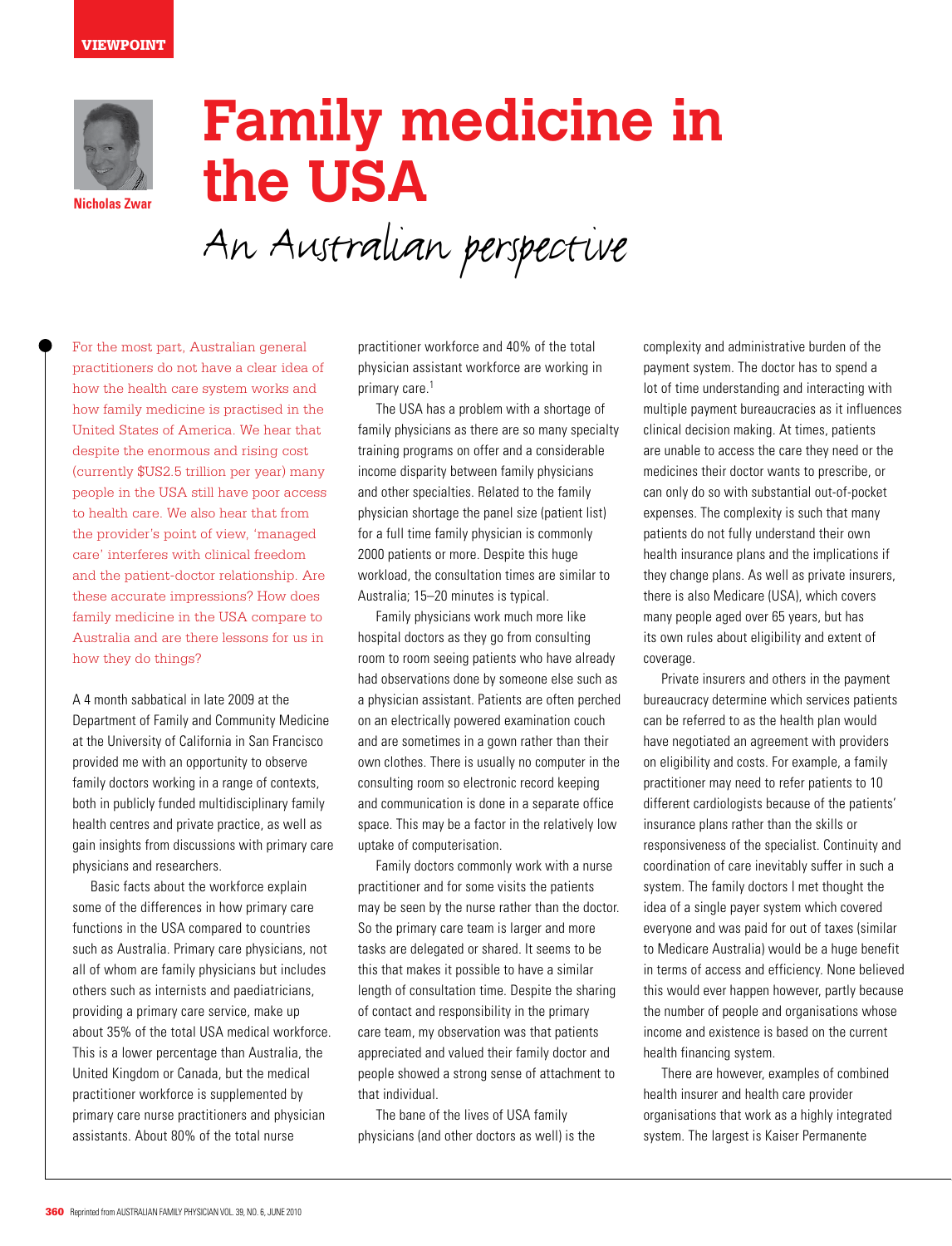VIEWPOINT

# Family medicine in the USA

## An Australian perspective

Nicholas Zwar

For the most part, Australian general practitioners do not have a clear idea of how the health care system works and how family medicine is practised in the United States of America. We hear that despite the enormous and rising cost (currently $US2.5 trillion per year) many people in the USA still have poor access to health care. We also hear that from the provider's point of view, 'managed care' interferes with clinical freedom and the patient-doctor relationship. Are these accurate impressions? How does family medicine in the USA compare to Australia and are there lessons for us in how they do things?

A 4 month sabbatical in late 2009 at the Department of Family and Community Medicine at the University of California in San Francisco provided me with an opportunity to observe family doctors working in a range of contexts, both in publicly funded multidisciplinary family health centres and private practice, as well as gain insights from discussions with primary care physicians and researchers.

Basic facts about the workforce explain some of the differences in how primary care functions in the USA compared to countries such as Australia. Primary care physicians, not all of whom are family physicians but includes others such as internists and paediatricians, providing a primary care service, make up about 35% of the total USA medical workforce. This is a lower percentage than Australia, the United Kingdom or Canada, but the medical practitioner workforce is supplemented by primary care nurse practitioners and physician assistants. About 80% of the total nurse practitioner workforce and 40% of the total physician assistant workforce are working in primary care.[1]

The USA has a problem with a shortage of family physicians as there are so many specialty training programs on offer and a considerable income disparity between family physicians and other specialties. Related to the family physician shortage the panel size (patient list) for a full time family physician is commonly 2000 patients or more. Despite this huge workload, the consultation times are similar to Australia; 15–20 minutes is typical.

Family physicians work much more like hospital doctors as they go from consulting room to room seeing patients who have already had observations done by someone else such as a physician assistant. Patients are often perched on an electrically powered examination couch and are sometimes in a gown rather than their own clothes. There is usually no computer in the consulting room so electronic record keeping and communication is done in a separate office space. This may be a factor in the relatively low uptake of computerisation.

Family doctors commonly work with a nurse practitioner and for some visits the patients may be seen by the nurse rather than the doctor. So the primary care team is larger and more tasks are delegated or shared. It seems to be this that makes it possible to have a similar length of consultation time. Despite the sharing of contact and responsibility in the primary care team, my observation was that patients appreciated and valued their family doctor and people showed a strong sense of attachment to that individual.

The bane of the lives of USA family physicians (and other doctors as well) is the complexity and administrative burden of the payment system. The doctor has to spend a lot of time understanding and interacting with multiple payment bureaucracies as it influences clinical decision making. At times, patients are unable to access the care they need or the medicines their doctor wants to prescribe, or can only do so with substantial out-of-pocket expenses. The complexity is such that many patients do not fully understand their own health insurance plans and the implications if they change plans. As well as private insurers, there is also Medicare (USA), which covers many people aged over 65 years, but has its own rules about eligibility and extent of coverage.

Private insurers and others in the payment bureaucracy determine which services patients can be referred to as the health plan would have negotiated an agreement with providers on eligibility and costs. For example, a family practitioner may need to refer patients to 10 different cardiologists because of the patients' insurance plans rather than the skills or responsiveness of the specialist. Continuity and coordination of care inevitably suffer in such a system. The family doctors I met thought the idea of a single payer system which covered everyone and was paid for out of taxes (similar to Medicare Australia) would be a huge benefit in terms of access and efficiency. None believed this would ever happen however, partly because the number of people and organisations whose income and existence is based on the current health financing system.

There are however, examples of combined health insurer and health care provider organisations that work as a highly integrated system. The largest is Kaiser Permanente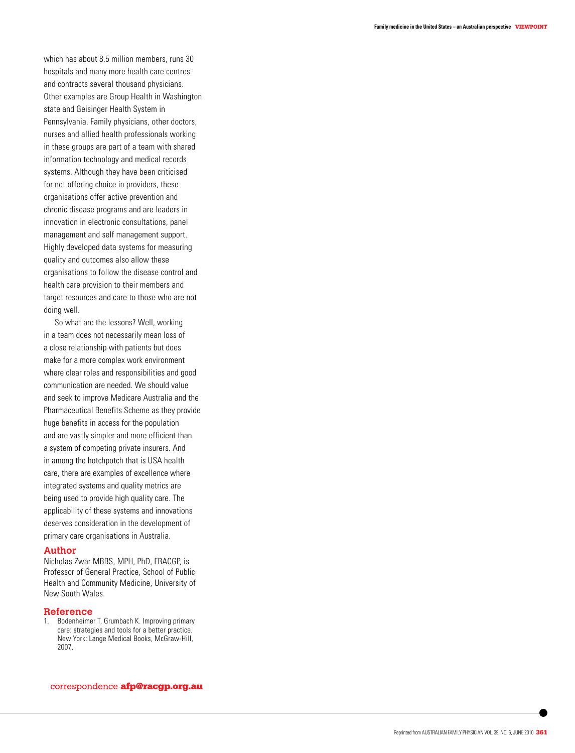which has about 8.5 million members, runs 30 hospitals and many more health care centres and contracts several thousand physicians. Other examples are Group Health in Washington state and Geisinger Health System in Pennsylvania. Family physicians, other doctors, nurses and allied health professionals working in these groups are part of a team with shared information technology and medical records systems. Although they have been criticised for not offering choice in providers, these organisations offer active prevention and chronic disease programs and are leaders in innovation in electronic consultations, panel management and self management support. Highly developed data systems for measuring quality and outcomes also allow these organisations to follow the disease control and health care provision to their members and target resources and care to those who are not doing well.

So what are the lessons? Well, working in a team does not necessarily mean loss of a close relationship with patients but does make for a more complex work environment where clear roles and responsibilities and good communication are needed. We should value and seek to improve Medicare Australia and the Pharmaceutical Benefits Scheme as they provide huge benefits in access for the population and are vastly simpler and more efficient than a system of competing private insurers. And in among the hotchpotch that is USA health care, there are examples of excellence where integrated systems and quality metrics are being used to provide high quality care. The applicability of these systems and innovations deserves consideration in the development of primary care organisations in Australia.

## Author

Nicholas Zwar MBBS, MPH, PhD, FRACGP, is Professor of General Practice, School of Public Health and Community Medicine, University of New South Wales.

## Reference

1. Bodenheimer T, Grumbach K. Improving primary care: strategies and tools for a better practice. New York: Lange Medical Books, McGraw-Hill, 2007.

correspondence **afp@racgp.org.au**